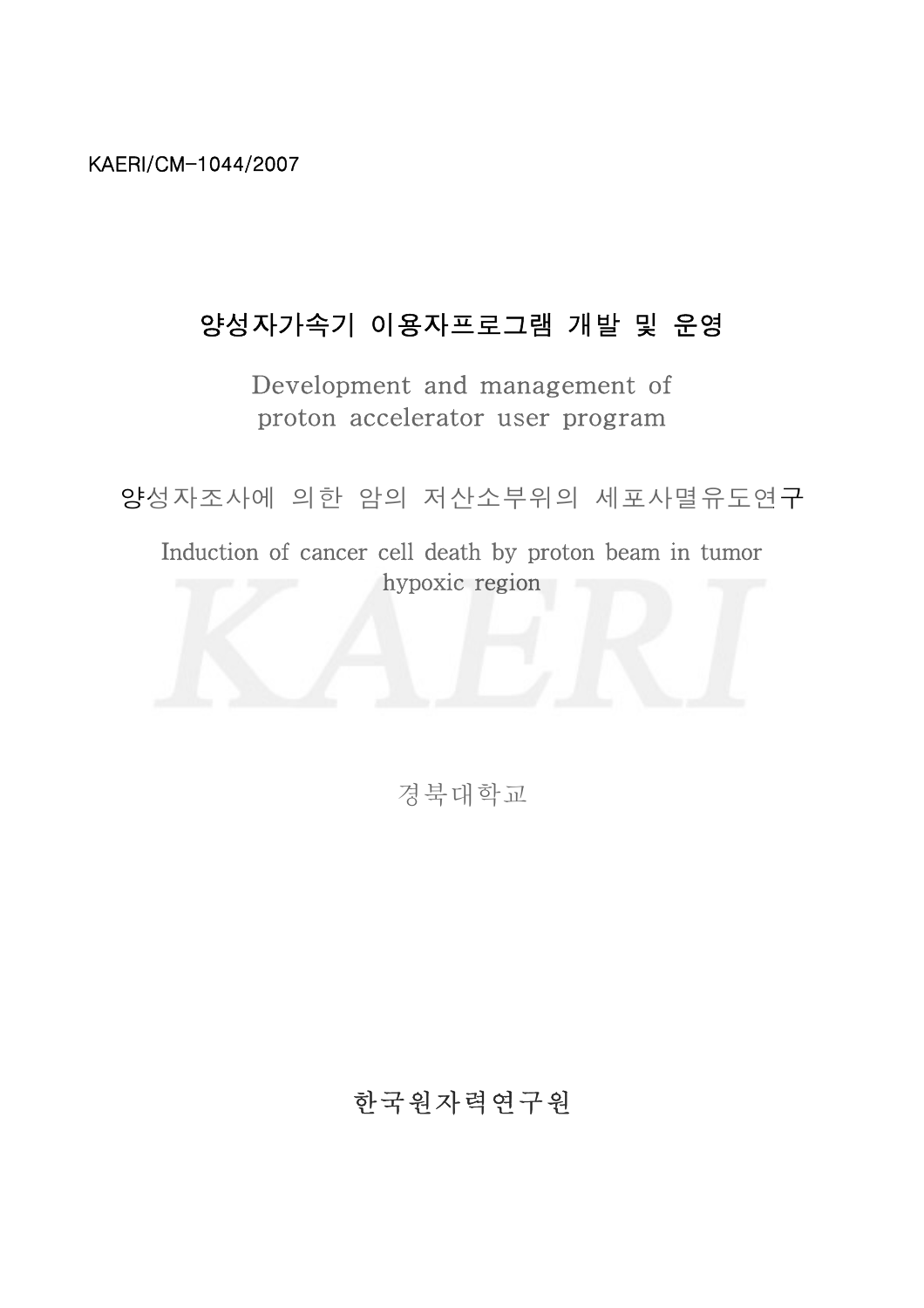KAERI/CM-1044/2007

# 양성자가속기 이용자프로그램 개발 및 운영

Development and management of proton accelerator user program

## 양성자조사에 의한 암의 저산소부위의 세포사멸유도연구

Induction of cancer cell death by proton beam in tumor hypoxic region

경북대학교

한국원자력연구원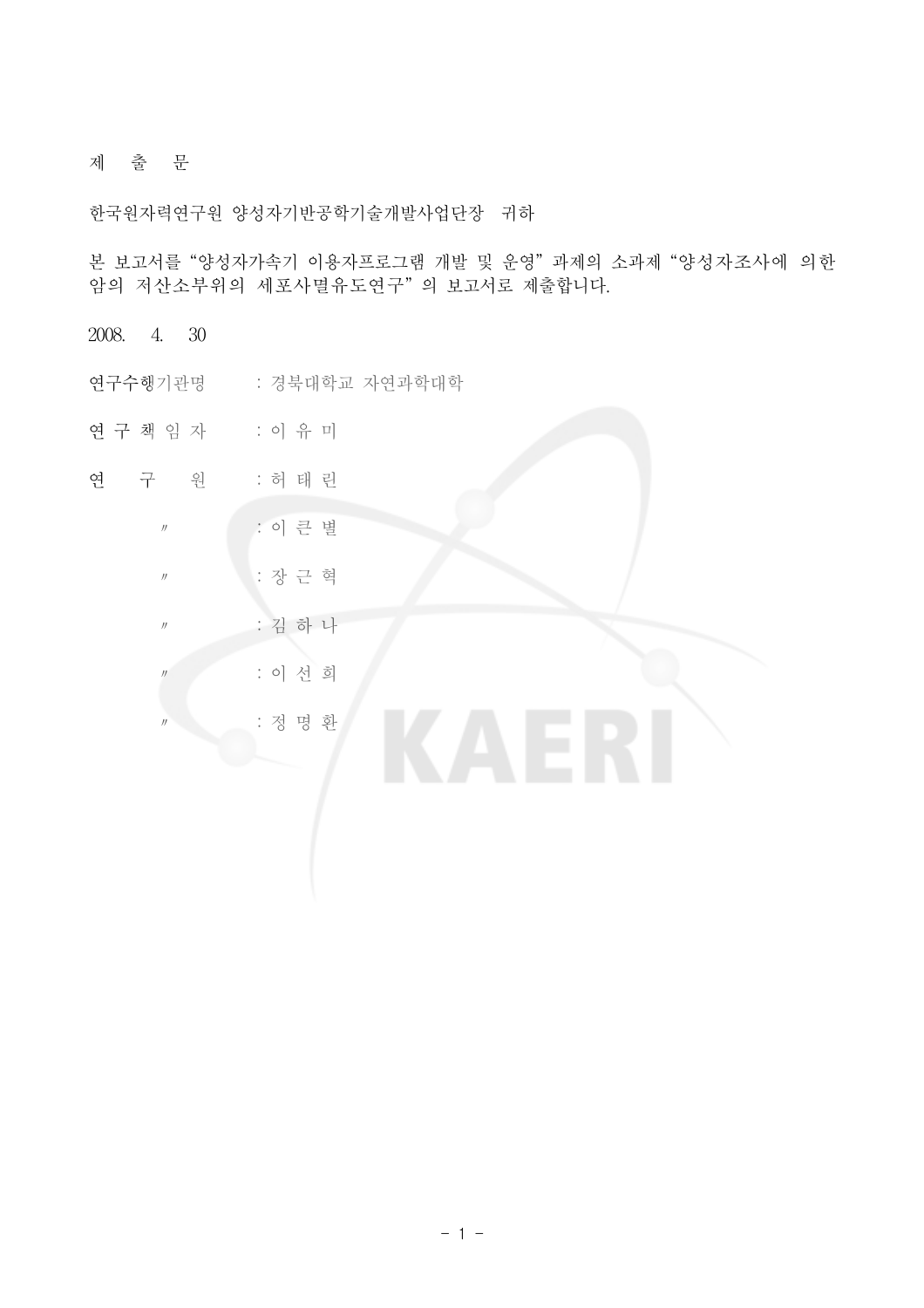# 제　출　문

한국원자력연구원 양성자기반공학기술개발사업단장　귀하

본 보고서를 "양성자가속기 이용자프로그램 개발 및 운영" 과제의 소과제 "양성자조사에 의한 암의 저산소부위의 세포사멸유도연구" 의 보고서로 제출합니다.

2008.　4.　30

연구수행기관명　　: 경북대학교 자연과학대학

연 구 책 임 자　　: 이 유 미

연　　구　　원　　: 허 태 린

〃　　: 이 큰 별

〃　　: 장 근 혁

〃　　: 김 하 나

〃　　: 이 선 희

〃　　: 정 명 환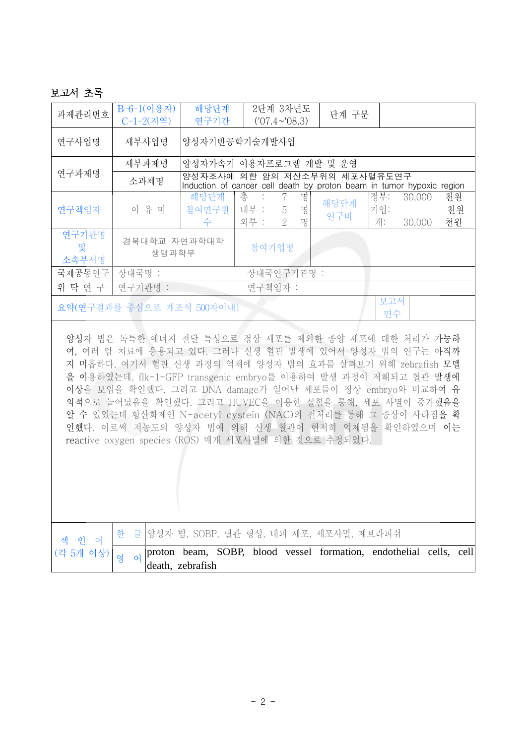## 보고서 초록

| 과제관리번호 | B-6-1(이용자) C-1-2(지역) | 해당단계 연구기간 | 2단계 3차년도 ('07.4~'08.3) | 단계 구분 | |
|---|---|---|---|---|---|
| 연구사업명 | 세부사업명 | 양성자기반공학기술개발사업 | | | |
| 연구과제명 | 세부과제명 | 양성자가속기 이용자프로그램 개발 및 운영 | | | |
| | 소과제명 | 양성자조사에 의한 암의 저산소부위의 세포사멸유도연구 Induction of cancer cell death by proton beam in tumor hypoxic region | | | |
| 연구책임자 | 이 유 미 | 해당단계 참여연구원 수 | 총 : 7 명<br>내부 : 5 명<br>외부 : 2 명 | 해당단계 연구비 | 정부: 30,000 천원<br>기업: 천원<br>계: 30,000 천원 |
| 연구기관명 및 소속부서명 | 경북대학교 자연과학대학 생명과학부 | 참여기업명 | | | |
| 국제공동연구 | 상대국명 : | 상대국연구기관명 : | | | |
| 위 탁 연 구 | 연구기관명 : | 연구책임자 : | | | |
| 요약(연구결과를 중심으로 개조식 500자이내) | | | | 보고서 면수 | |

양성자 빔은 독특한 에너지 전달 특성으로 정상 세포를 제외한 종양 세포에 대한 처리가 가능하여, 여러 암 치료에 응용되고 있다. 그러나 신생 혈관 발생에 있어서 양성자 빔의 연구는 아직까지 미흡하다. 여기서 혈관 신생 과정의 억제에 양성자 빔의 효과를 살펴보기 위해 zebrafish 모델을 이용하였는데, flk-1-GFP transgenic embryo를 이용하여 발생 과정이 저해되고 혈관 발생에 이상을 보임을 확인했다. 그리고 DNA damage가 일어난 세포들이 정상 embryo와 비교하여 유의적으로 늘어났음을 확인했다. 그리고 HUVEC을 이용한 실험을 통해, 세포 사멸이 증가했음을 알 수 있었는데 항산화제인 N-acetyl cystein (NAC)의 전처리를 통해 그 증상이 사라짐을 확인했다. 이로써 저농도의 양성자 빔에 의해 신생 혈관이 현저히 억제됨을 확인하였으며 이는 reactive oxygen species (ROS) 매개 세포사멸에 의한 것으로 추정되었다.

| 색 인 어 (각 5개 이상) | 한 글 | 양성자 빔, SOBP, 혈관 형성, 내피 세포, 세포사멸, 제브라피쉬 |
|---|---|---|
| | 영 어 | proton beam, SOBP, blood vessel formation, endothelial cells, cell death, zebrafish |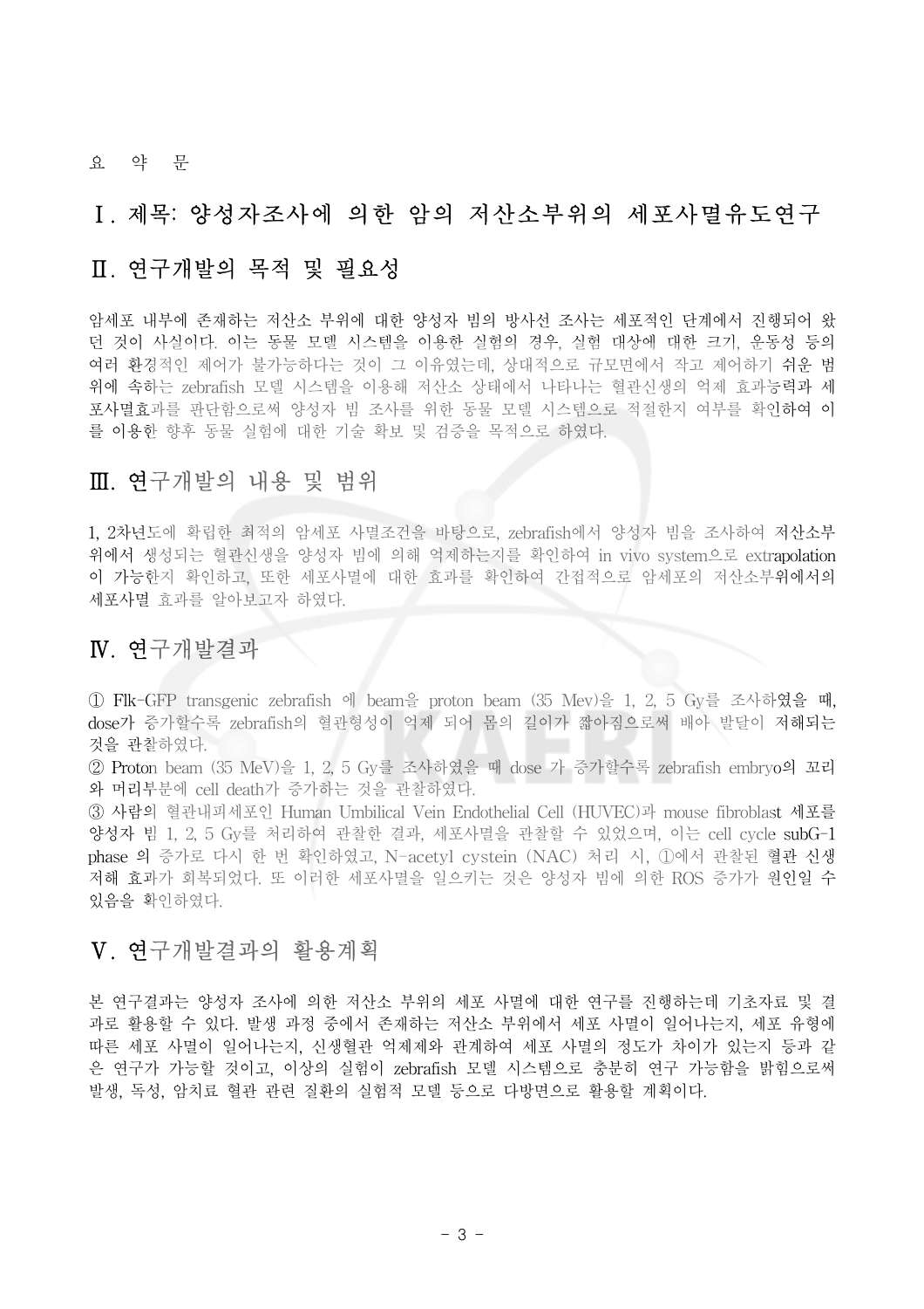요 약 문

# Ⅰ. 제목: 양성자조사에 의한 암의 저산소부위의 세포사멸유도연구

## Ⅱ. 연구개발의 목적 및 필요성

암세포 내부에 존재하는 저산소 부위에 대한 양성자 빔의 방사선 조사는 세포적인 단계에서 진행되어 왔던 것이 사실이다. 이는 동물 모델 시스템을 이용한 실험의 경우, 실험 대상에 대한 크기, 운동성 등의 여러 환경적인 제어가 불가능하다는 것이 그 이유였는데, 상대적으로 규모면에서 작고 제어하기 쉬운 범위에 속하는 zebrafish 모델 시스템을 이용해 저산소 상태에서 나타나는 혈관신생의 억제 효과능력과 세포사멸효과를 판단함으로써 양성자 빔 조사를 위한 동물 모델 시스템으로 적절한지 여부를 확인하여 이를 이용한 향후 동물 실험에 대한 기술 확보 및 검증을 목적으로 하였다.

## Ⅲ. 연구개발의 내용 및 범위

1, 2차년도에 확립한 최적의 암세포 사멸조건을 바탕으로, zebrafish에서 양성자 빔을 조사하여 저산소부위에서 생성되는 혈관신생을 양성자 빔에 의해 억제하는지를 확인하여 in vivo system으로 extrapolation이 가능한지 확인하고, 또한 세포사멸에 대한 효과를 확인하여 간접적으로 암세포의 저산소부위에서의 세포사멸 효과를 알아보고자 하였다.

## Ⅳ. 연구개발결과

① Flk-GFP transgenic zebrafish 에 beam을 proton beam (35 Mev)을 1, 2, 5 Gy를 조사하였을 때, dose가 증가할수록 zebrafish의 혈관형성이 억제 되어 몸의 길이가 짧아짐으로써 배아 발달이 저해되는 것을 관찰하였다.

② Proton beam (35 MeV)을 1, 2, 5 Gy를 조사하였을 때 dose 가 증가할수록 zebrafish embryo의 꼬리와 머리부분에 cell death가 증가하는 것을 관찰하였다.

③ 사람의 혈관내피세포인 Human Umbilical Vein Endothelial Cell (HUVEC)과 mouse fibroblast 세포를 양성자 빔 1, 2, 5 Gy를 처리하여 관찰한 결과, 세포사멸을 관찰할 수 있었으며, 이는 cell cycle subG-1 phase 의 증가로 다시 한 번 확인하였고, N-acetyl cystein (NAC) 처리 시, ①에서 관찰된 혈관 신생 저해 효과가 회복되었다. 또 이러한 세포사멸을 일으키는 것은 양성자 빔에 의한 ROS 증가가 원인일 수 있음을 확인하였다.

## Ⅴ. 연구개발결과의 활용계획

본 연구결과는 양성자 조사에 의한 저산소 부위의 세포 사멸에 대한 연구를 진행하는데 기초자료 및 결과로 활용할 수 있다. 발생 과정 중에서 존재하는 저산소 부위에서 세포 사멸이 일어나는지, 세포 유형에 따른 세포 사멸이 일어나는지, 신생혈관 억제제와 관계하여 세포 사멸의 정도가 차이가 있는지 등과 같은 연구가 가능할 것이고, 이상의 실험이 zebrafish 모델 시스템으로 충분히 연구 가능함을 밝힘으로써 발생, 독성, 암치료 혈관 관련 질환의 실험적 모델 등으로 다방면으로 활용할 계획이다.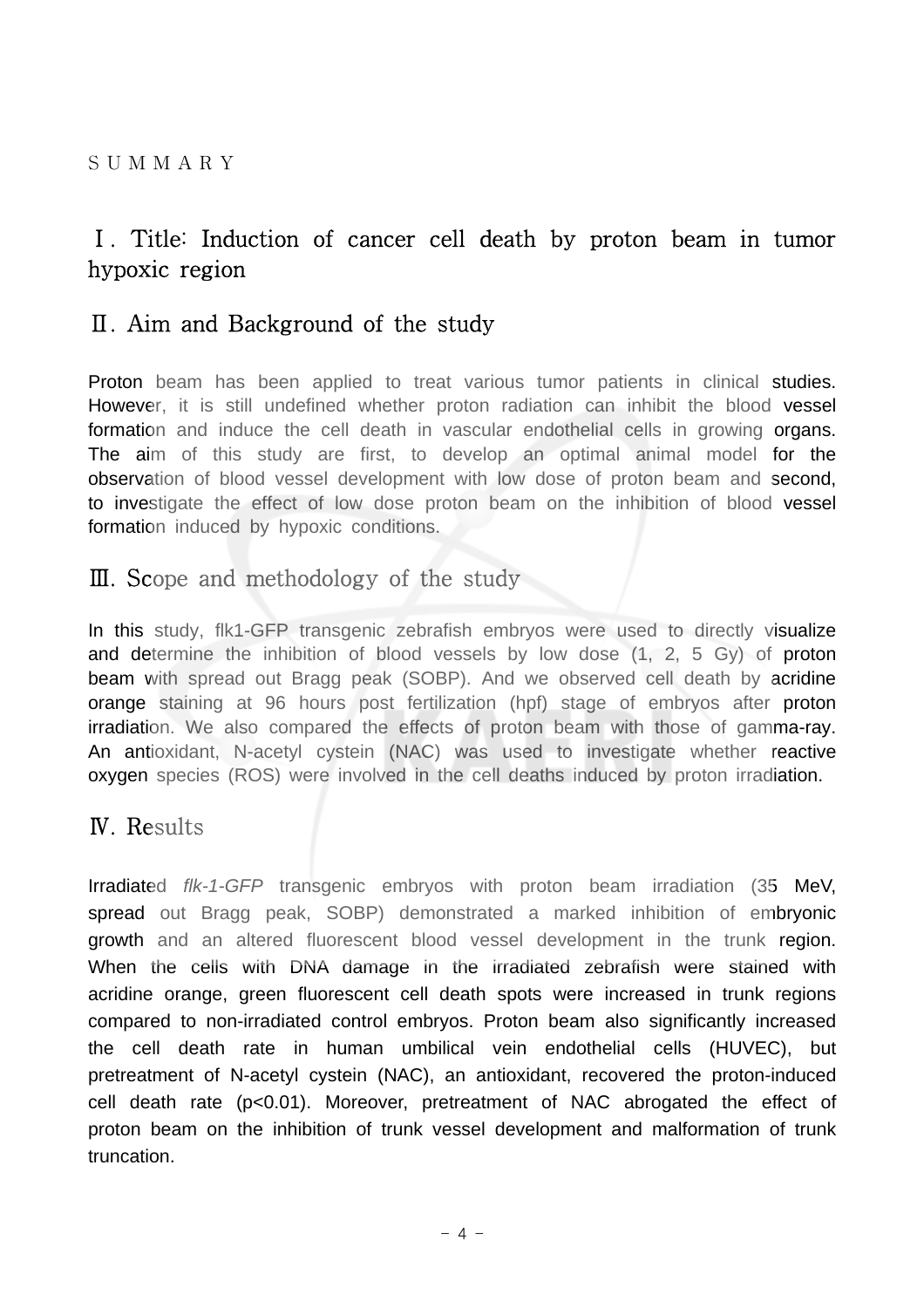# S U M M A R Y

## Ⅰ. Title: Induction of cancer cell death by proton beam in tumor hypoxic region

## Ⅱ. Aim and Background of the study

Proton beam has been applied to treat various tumor patients in clinical studies. However, it is still undefined whether proton radiation can inhibit the blood vessel formation and induce the cell death in vascular endothelial cells in growing organs. The aim of this study are first, to develop an optimal animal model for the observation of blood vessel development with low dose of proton beam and second, to investigate the effect of low dose proton beam on the inhibition of blood vessel formation induced by hypoxic conditions.

## Ⅲ. Scope and methodology of the study

In this study, flk1-GFP transgenic zebrafish embryos were used to directly visualize and determine the inhibition of blood vessels by low dose (1, 2, 5 Gy) of proton beam with spread out Bragg peak (SOBP). And we observed cell death by acridine orange staining at 96 hours post fertilization (hpf) stage of embryos after proton irradiation. We also compared the effects of proton beam with those of gamma-ray. An antioxidant, N-acetyl cystein (NAC) was used to investigate whether reactive oxygen species (ROS) were involved in the cell deaths induced by proton irradiation.

## Ⅳ. Results

Irradiated *flk-1-GFP* transgenic embryos with proton beam irradiation (35 MeV, spread out Bragg peak, SOBP) demonstrated a marked inhibition of embryonic growth and an altered fluorescent blood vessel development in the trunk region. When the cells with DNA damage in the irradiated zebrafish were stained with acridine orange, green fluorescent cell death spots were increased in trunk regions compared to non-irradiated control embryos. Proton beam also significantly increased the cell death rate in human umbilical vein endothelial cells (HUVEC), but pretreatment of N-acetyl cystein (NAC), an antioxidant, recovered the proton-induced cell death rate ($p<0.01$). Moreover, pretreatment of NAC abrogated the effect of proton beam on the inhibition of trunk vessel development and malformation of trunk truncation.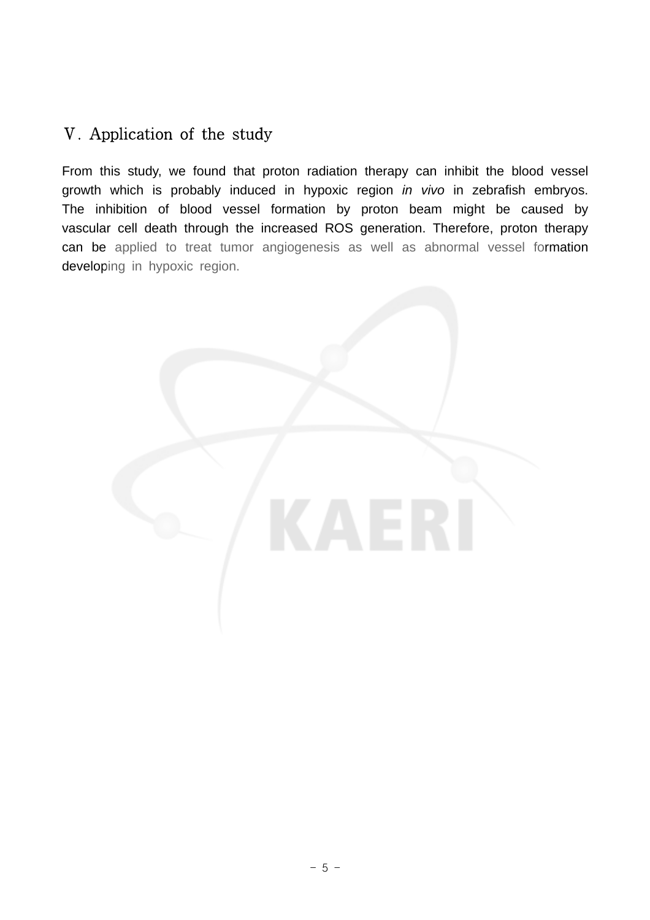## Ⅴ. Application of the study

From this study, we found that proton radiation therapy can inhibit the blood vessel growth which is probably induced in hypoxic region *in vivo* in zebrafish embryos. The inhibition of blood vessel formation by proton beam might be caused by vascular cell death through the increased ROS generation. Therefore, proton therapy can be applied to treat tumor angiogenesis as well as abnormal vessel formation developing in hypoxic region.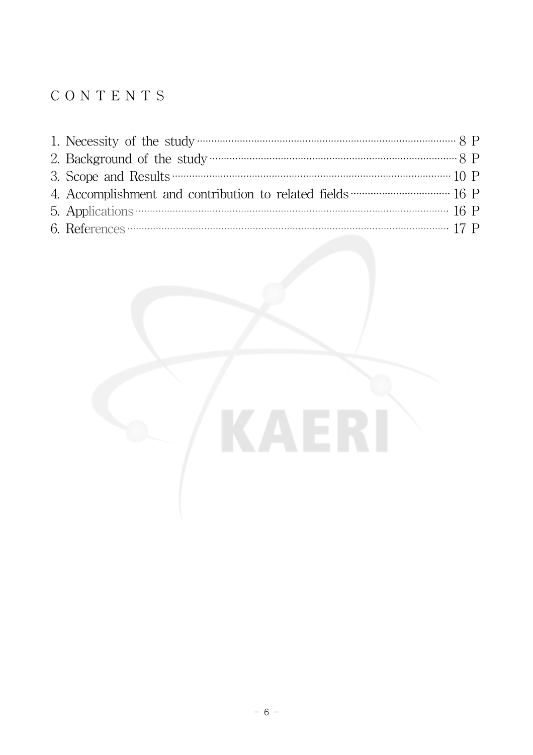# C O N T E N T S

1. Necessity of the study ········ 8 P
2. Background of the study ········ 8 P
3. Scope and Results ········ 10 P
4. Accomplishment and contribution to related fields ········ 16 P
5. Applications ········ 16 P
6. References ········ 17 P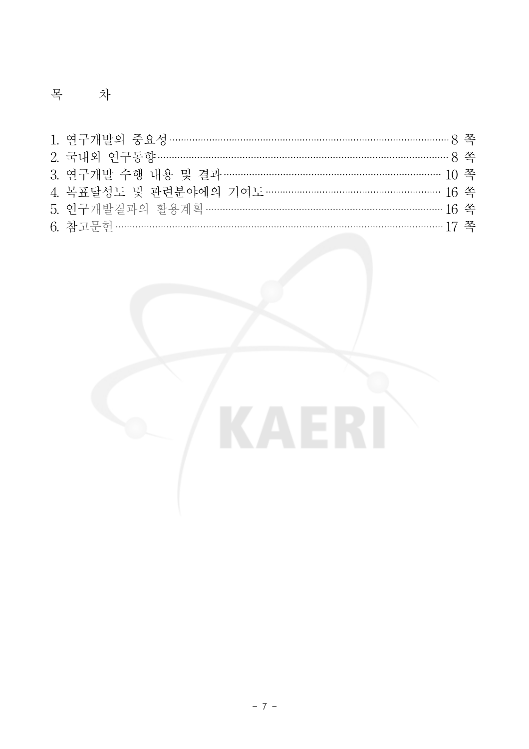# 목 차

1. 연구개발의 중요성 ········································································································ 8 쪽
2. 국내외 연구동향 ·············································································································· 8 쪽
3. 연구개발 수행 내용 및 결과 ···················································································· 10 쪽
4. 목표달성도 및 관련분야에의 기여도 ······································································ 16 쪽
5. 연구개발결과의 활용계획 ···························································································· 16 쪽
6. 참고문헌 ································································································································ 17 쪽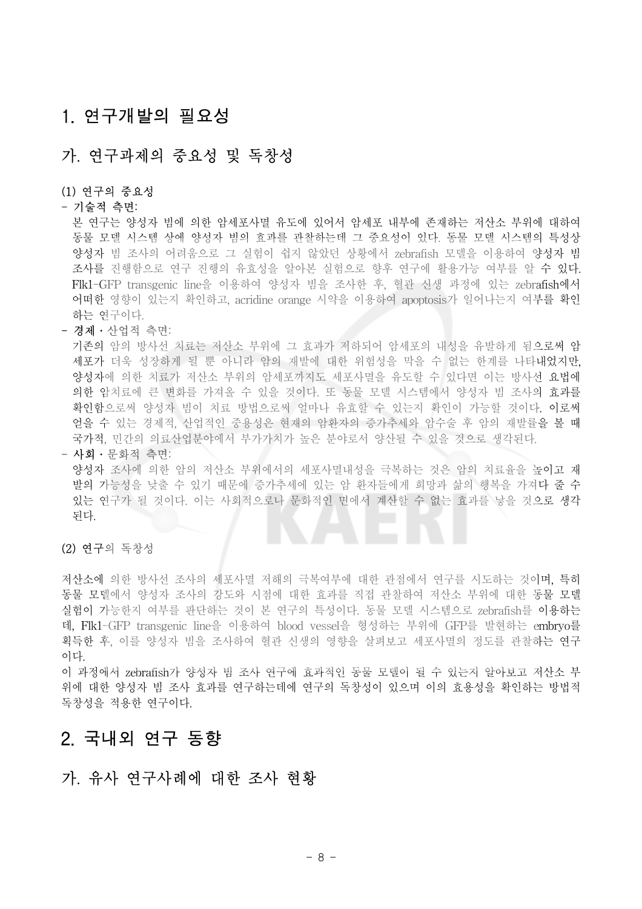# 1. 연구개발의 필요성

## 가. 연구과제의 중요성 및 독창성

(1) 연구의 중요성

- 기술적 측면:
  본 연구는 양성자 빔에 의한 암세포사멸 유도에 있어서 암세포 내부에 존재하는 저산소 부위에 대하여 동물 모델 시스템 상에 양성자 빔의 효과를 관찰하는데 그 중요성이 있다. 동물 모델 시스템의 특성상 양성자 빔 조사의 어려움으로 그 실험이 쉽지 않았던 상황에서 zebrafish 모델을 이용하여 양성자 빔 조사를 진행함으로 연구 진행의 유효성을 알아본 실험으로 향후 연구에 활용가능 여부를 알 수 있다. Flk1-GFP transgenic line을 이용하여 양성자 빔을 조사한 후, 혈관 신생 과정에 있는 zebrafish에서 어떠한 영향이 있는지 확인하고, acridine orange 시약을 이용하여 apoptosis가 일어나는지 여부를 확인하는 연구이다.
- 경제・산업적 측면:
  기존의 암의 방사선 치료는 저산소 부위에 그 효과가 저하되어 암세포의 내성을 유발하게 됨으로써 암세포가 더욱 성장하게 될 뿐 아니라 암의 재발에 대한 위험성을 막을 수 없는 한계를 나타내었지만, 양성자에 의한 치료가 저산소 부위의 암세포까지도 세포사멸을 유도할 수 있다면 이는 방사선 요법에 의한 암치료에 큰 변화를 가져올 수 있을 것이다. 또 동물 모델 시스템에서 양성자 빔 조사의 효과를 확인함으로써 양성자 빔이 치료 방법으로써 얼마나 유효할 수 있는지 확인이 가능할 것이다. 이로써 얻을 수 있는 경제적, 산업적인 중용성은 현재의 암환자의 증가추세와 암수술 후 암의 재발률을 볼 때 국가적, 민간의 의료산업분야에서 부가가치가 높은 분야로서 양산될 수 있을 것으로 생각된다.
- 사회・문화적 측면:
  양성자 조사에 의한 암의 저산소 부위에서의 세포사멸내성을 극복하는 것은 암의 치료율을 높이고 재발의 가능성을 낮출 수 있기 때문에 증가추세에 있는 암 환자들에게 희망과 삶의 행복을 가져다 줄 수 있는 연구가 될 것이다. 이는 사회적으로나 문화적인 면에서 계산할 수 없는 효과를 낳을 것으로 생각된다.

(2) 연구의 독창성

저산소에 의한 방사선 조사의 세포사멸 저해의 극복여부에 대한 관점에서 연구를 시도하는 것이며, 특히 동물 모델에서 양성자 조사의 강도와 시점에 대한 효과를 직접 관찰하여 저산소 부위에 대한 동물 모델 실험이 가능한지 여부를 판단하는 것이 본 연구의 특성이다. 동물 모델 시스템으로 zebrafish를 이용하는데, Flk1-GFP transgenic line을 이용하여 blood vessel을 형성하는 부위에 GFP를 발현하는 embryo를 획득한 후, 이를 양성자 빔을 조사하여 혈관 신생의 영향을 살펴보고 세포사멸의 정도를 관찰하는 연구이다.

이 과정에서 zebrafish가 양성자 빔 조사 연구에 효과적인 동물 모델이 될 수 있는지 알아보고 저산소 부위에 대한 양성자 빔 조사 효과를 연구하는데에 연구의 독창성이 있으며 이의 효용성을 확인하는 방법적 독창성을 적용한 연구이다.

# 2. 국내외 연구 동향

## 가. 유사 연구사례에 대한 조사 현황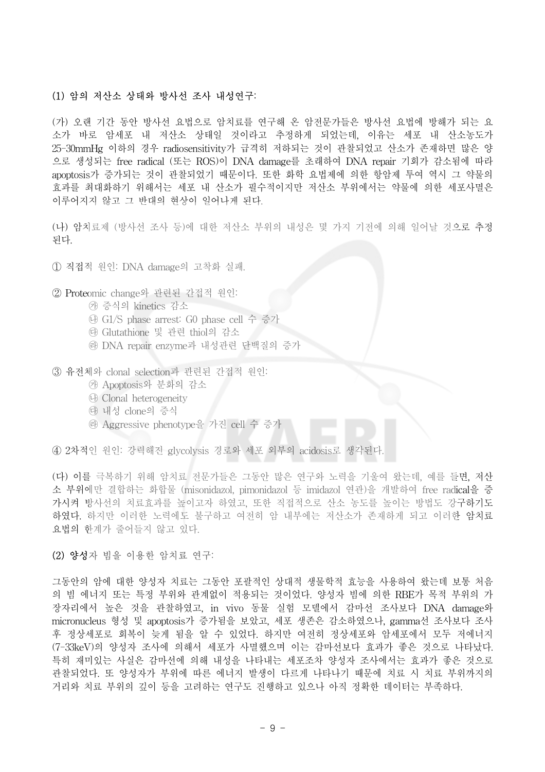**(1) 암의 저산소 상태와 방사선 조사 내성연구:**

(가) 오랜 기간 동안 방사선 요법으로 암치료를 연구해 온 암전문가들은 방사선 요법에 방해가 되는 요소가 바로 암세포 내 저산소 상태일 것이라고 추정하게 되었는데, 이유는 세포 내 산소농도가 25-30mmHg 이하의 경우 radiosensitivity가 급격히 저하되는 것이 관찰되었고 산소가 존재하면 많은 양으로 생성되는 free radical (또는 ROS)이 DNA damage를 초래하여 DNA repair 기회가 감소됨에 따라 apoptosis가 증가되는 것이 관찰되었기 때문이다. 또한 화학 요법제에 의한 항암제 투여 역시 그 약물의 효과를 최대화하기 위해서는 세포 내 산소가 필수적이지만 저산소 부위에서는 약물에 의한 세포사멸은 이루어지지 않고 그 반대의 현상이 일어나게 된다.

(나) 암치료제 (방사선 조사 등)에 대한 저산소 부위의 내성은 몇 가지 기전에 의해 일어날 것으로 추정된다.

① 직접적 원인: DNA damage의 고착화 실패.

② Proteomic change와 관련된 간접적 원인:
- ㉮ 증식의 kinetics 감소
- ㉯ G1/S phase arrest: G0 phase cell 수 증가
- ㉰ Glutathione 및 관련 thiol의 감소
- ㉱ DNA repair enzyme과 내성관련 단백질의 증가

③ 유전체와 clonal selection과 관련된 간접적 원인:
- ㉮ Apoptosis와 분화의 감소
- ㉯ Clonal heterogeneity
- ㉰ 내성 clone의 증식
- ㉱ Aggressive phenotype을 가진 cell 수 증가

④ 2차적인 원인: 강력해진 glycolysis 경로와 세포 외부의 acidosis로 생각된다.

(다) 이를 극복하기 위해 암치료 전문가들은 그동안 많은 연구와 노력을 기울여 왔는데, 예를 들면, 저산소 부위에만 결합하는 화합물 (misonidazol, pimonidazol 등 imidazol 연관)을 개발하여 free radical을 증가시켜 방사선의 치료효과를 높이고자 하였고, 또한 직접적으로 산소 농도를 높이는 방법도 강구하기도 하였다. 하지만 이러한 노력에도 불구하고 여전히 암 내부에는 저산소가 존재하게 되고 이러한 암치료 요법의 한계가 줄어들지 않고 있다.

**(2) 양성자 빔을 이용한 암치료 연구:**

그동안의 암에 대한 양성자 치료는 그동안 포괄적인 상대적 생물학적 효능을 사용하여 왔는데 보통 처음의 빔 에너지 또는 특정 부위와 관계없이 적용되는 것이었다. 양성자 빔에 의한 RBE가 목적 부위의 가장자리에서 높은 것을 관찰하였고, in vivo 동물 실험 모델에서 감마선 조사보다 DNA damage와 micronucleus 형성 및 apoptosis가 증가됨을 보았고, 세포 생존은 감소하였으나, gamma선 조사보다 조사 후 정상세포로 회복이 늦게 됨을 알 수 있었다. 하지만 여전히 정상세포와 암세포에서 모두 저에너지 (7-33keV)의 양성자 조사에 의해서 세포가 사멸했으며 이는 감마선보다 효과가 좋은 것으로 나타났다. 특히 재미있는 사실은 감마선에 의해 내성을 나타내는 세포조차 양성자 조사에서는 효과가 좋은 것으로 관찰되었다. 또 양성자가 부위에 따른 에너지 발생이 다르게 나타나기 때문에 치료 시 치료 부위까지의 거리와 치료 부위의 깊이 등을 고려하는 연구도 진행하고 있으나 아직 정확한 데이터는 부족하다.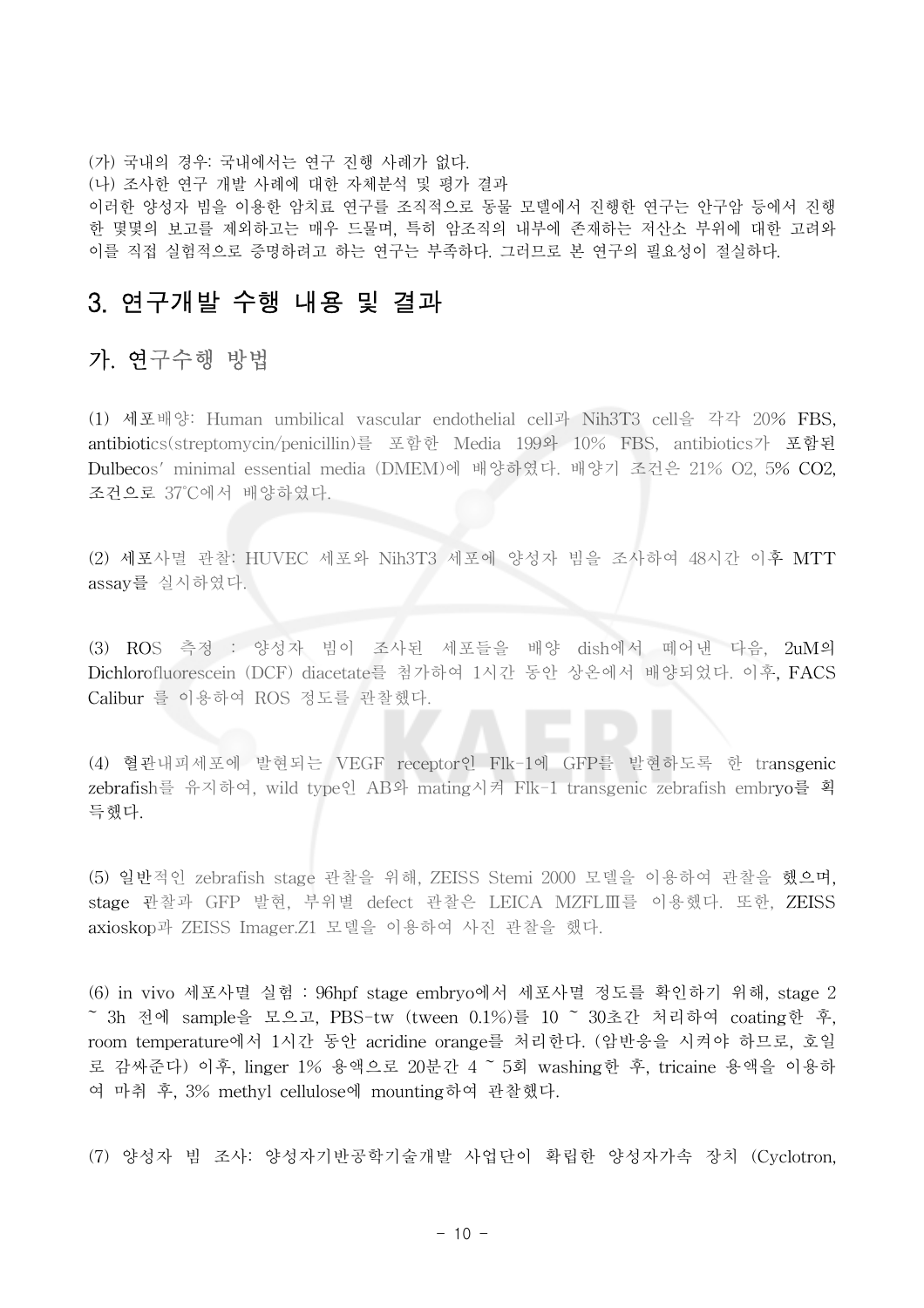(가) 국내의 경우: 국내에서는 연구 진행 사례가 없다.

(나) 조사한 연구 개발 사례에 대한 자체분석 및 평가 결과

이러한 양성자 빔을 이용한 암치료 연구를 조직적으로 동물 모델에서 진행한 연구는 안구암 등에서 진행한 몇몇의 보고를 제외하고는 매우 드물며, 특히 암조직의 내부에 존재하는 저산소 부위에 대한 고려와 이를 직접 실험적으로 증명하려고 하는 연구는 부족하다. 그러므로 본 연구의 필요성이 절실하다.

# 3. 연구개발 수행 내용 및 결과

## 가. 연구수행 방법

(1) 세포배양: Human umbilical vascular endothelial cell과 Nih3T3 cell을 각각 20% FBS, antibiotics(streptomycin/penicillin)를 포함한 Media 199와 10% FBS, antibiotics가 포함된 Dulbecos' minimal essential media (DMEM)에 배양하였다. 배양기 조건은 21% $O_2$, 5% $CO_2$, 조건으로 37℃에서 배양하였다.

(2) 세포사멸 관찰: HUVEC 세포와 Nih3T3 세포에 양성자 빔을 조사하여 48시간 이후 MTT assay를 실시하였다.

(3) ROS 측정 : 양성자 빔이 조사된 세포들을 배양 dish에서 떼어낸 다음, 2uM의 Dichlorofluorescein (DCF) diacetate를 첨가하여 1시간 동안 상온에서 배양되었다. 이후, FACS Calibur 를 이용하여 ROS 정도를 관찰했다.

(4) 혈관내피세포에 발현되는 VEGF receptor인 Flk-1에 GFP를 발현하도록 한 transgenic zebrafish를 유지하여, wild type인 AB와 mating시켜 Flk-1 transgenic zebrafish embryo를 획득했다.

(5) 일반적인 zebrafish stage 관찰을 위해, ZEISS Stemi 2000 모델을 이용하여 관찰을 했으며, stage 관찰과 GFP 발현, 부위별 defect 관찰은 LEICA MZFLⅢ를 이용했다. 또한, ZEISS axioskop과 ZEISS Imager.Z1 모델을 이용하여 사진 관찰을 했다.

(6) in vivo 세포사멸 실험 : 96hpf stage embryo에서 세포사멸 정도를 확인하기 위해, stage 2 ~ 3h 전에 sample을 모으고, PBS-tw (tween 0.1%)를 10 ~ 30초간 처리하여 coating한 후, room temperature에서 1시간 동안 acridine orange를 처리한다. (암반응을 시켜야 하므로, 호일로 감싸준다) 이후, linger 1% 용액으로 20분간 4 ~ 5회 washing한 후, tricaine 용액을 이용하여 마취 후, 3% methyl cellulose에 mounting하여 관찰했다.

(7) 양성자 빔 조사: 양성자기반공학기술개발 사업단이 확립한 양성자가속 장치 (Cyclotron,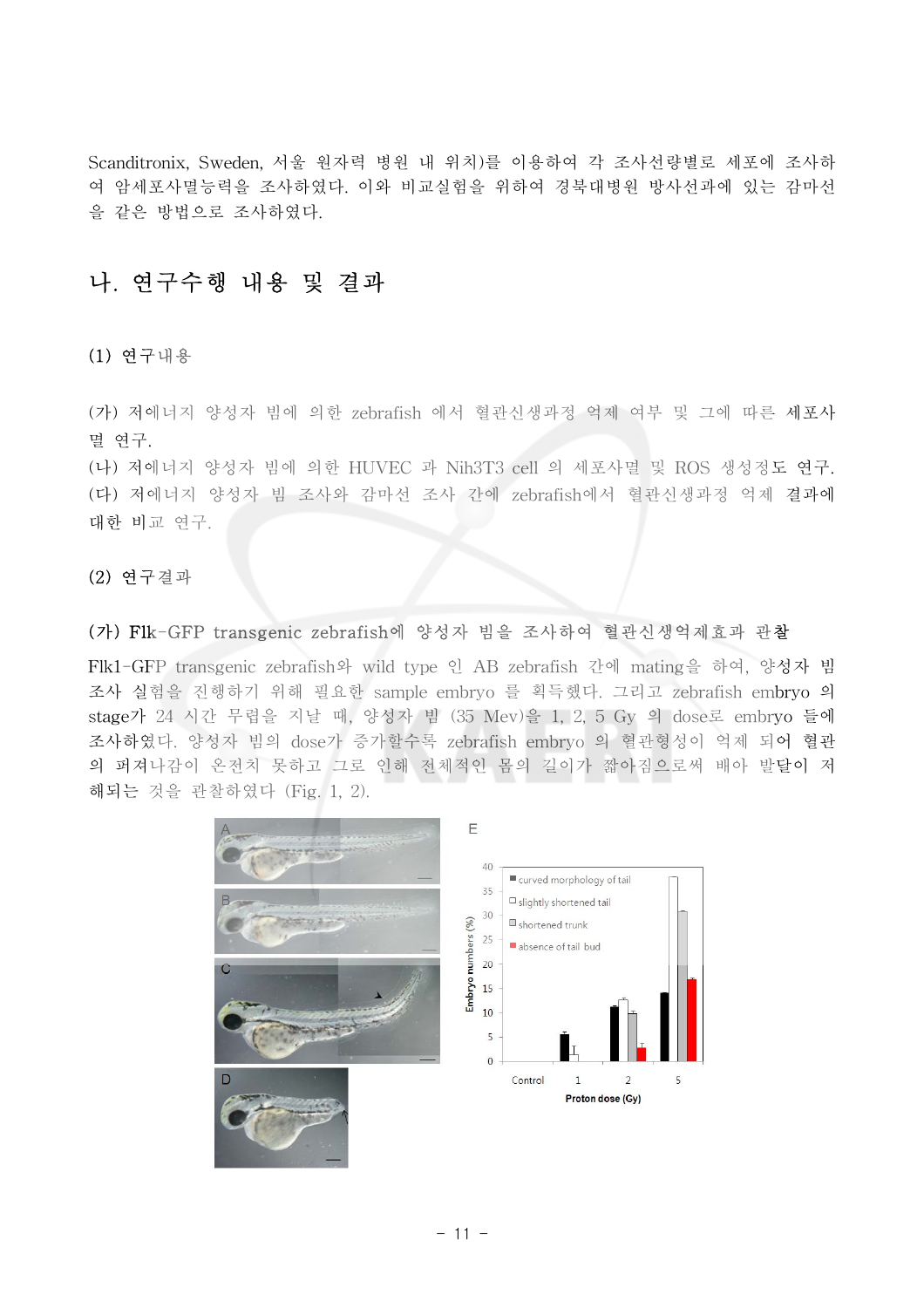Scanditronix, Sweden, 서울 원자력 병원 내 위치)를 이용하여 각 조사선량별로 세포에 조사하여 암세포사멸능력을 조사하였다. 이와 비교실험을 위하여 경북대병원 방사선과에 있는 감마선을 같은 방법으로 조사하였다.

## 나. 연구수행 내용 및 결과

### (1) 연구내용

(가) 저에너지 양성자 빔에 의한 zebrafish 에서 혈관신생과정 억제 여부 및 그에 따른 세포사멸 연구.

(나) 저에너지 양성자 빔에 의한 HUVEC 과 Nih3T3 cell 의 세포사멸 및 ROS 생성정도 연구.

(다) 저에너지 양성자 빔 조사와 감마선 조사 간에 zebrafish에서 혈관신생과정 억제 결과에 대한 비교 연구.

### (2) 연구결과

#### (가) Flk-GFP transgenic zebrafish에 양성자 빔을 조사하여 혈관신생억제효과 관찰

Flk1-GFP transgenic zebrafish와 wild type 인 AB zebrafish 간에 mating을 하여, 양성자 빔 조사 실험을 진행하기 위해 필요한 sample embryo 를 획득했다. 그리고 zebrafish embryo 의 stage가 24 시간 무렵을 지날 때, 양성자 빔 (35 Mev)을 1, 2, 5 Gy 의 dose로 embryo 들에 조사하였다. 양성자 빔의 dose가 증가할수록 zebrafish embryo 의 혈관형성이 억제 되어 혈관의 퍼져나감이 온전치 못하고 그로 인해 전체적인 몸의 길이가 짧아짐으로써 배아 발달이 저해되는 것을 관찰하였다 (Fig. 1, 2).

A

B

C

D

E

curved morphology of tail
slightly shortened tail
shortened trunk
absence of tail bud

Embryo numbers (%)

Control 1 2 5

Proton dose (Gy)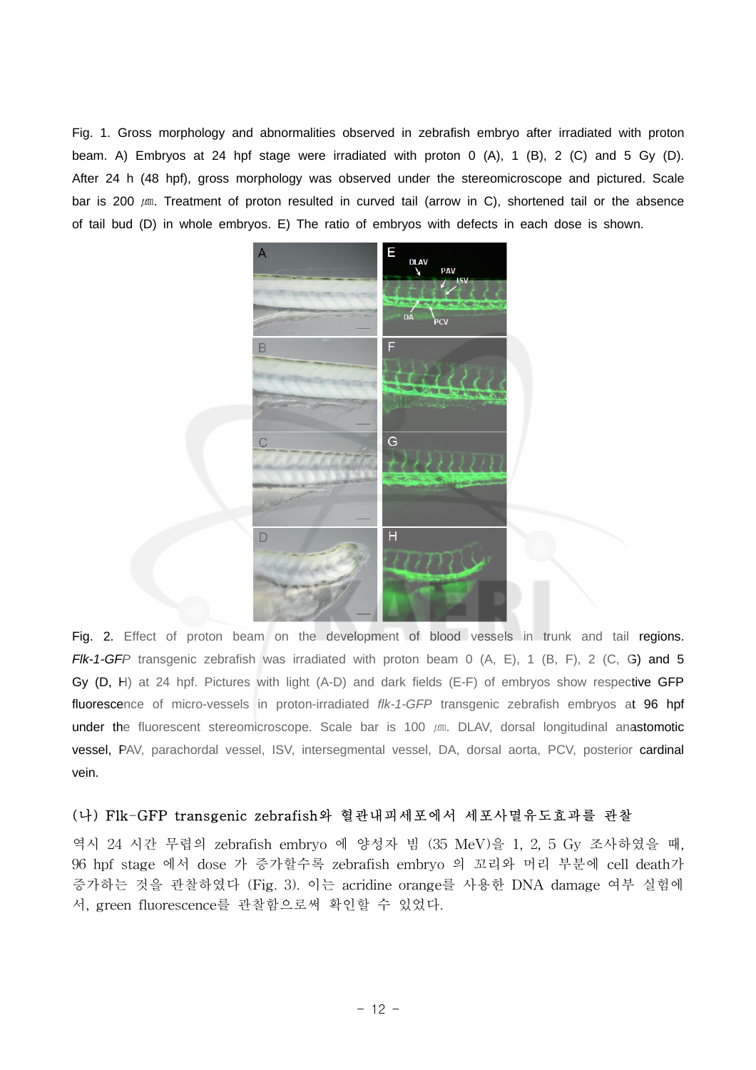Fig. 1. Gross morphology and abnormalities observed in zebrafish embryo after irradiated with proton beam. A) Embryos at 24 hpf stage were irradiated with proton 0 (A), 1 (B), 2 (C) and 5 Gy (D). After 24 h (48 hpf), gross morphology was observed under the stereomicroscope and pictured. Scale bar is 200 ㎛. Treatment of proton resulted in curved tail (arrow in C), shortened tail or the absence of tail bud (D) in whole embryos. E) The ratio of embryos with defects in each dose is shown.

Fig. 2. Effect of proton beam on the development of blood vessels in trunk and tail regions. *Flk-1-GFP* transgenic zebrafish was irradiated with proton beam 0 (A, E), 1 (B, F), 2 (C, G) and 5 Gy (D, H) at 24 hpf. Pictures with light (A-D) and dark fields (E-F) of embryos show respective GFP fluorescence of micro-vessels in proton-irradiated *flk-1-GFP* transgenic zebrafish embryos at 96 hpf under the fluorescent stereomicroscope. Scale bar is 100 ㎛. DLAV, dorsal longitudinal anastomotic vessel, PAV, parachordal vessel, ISV, intersegmental vessel, DA, dorsal aorta, PCV, posterior cardinal vein.

### (나) Flk-GFP transgenic zebrafish와 혈관내피세포에서 세포사멸유도효과를 관찰

역시 24 시간 무렵의 zebrafish embryo 에 양성자 빔 (35 MeV)을 1, 2, 5 Gy 조사하였을 때, 96 hpf stage 에서 dose 가 증가할수록 zebrafish embryo 의 꼬리와 머리 부분에 cell death가 증가하는 것을 관찰하였다 (Fig. 3). 이는 acridine orange를 사용한 DNA damage 여부 실험에서, green fluorescence를 관찰함으로써 확인할 수 있었다.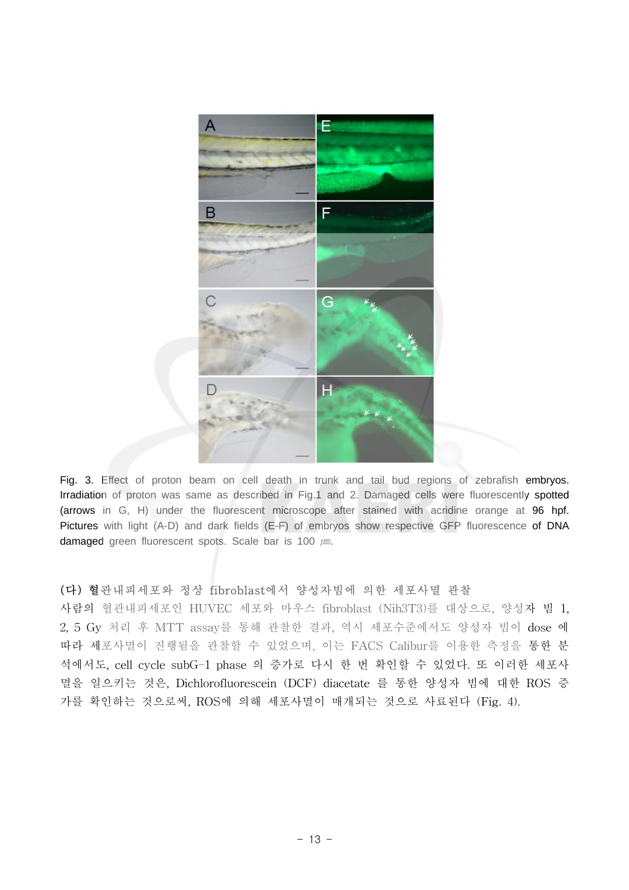Fig. 3. Effect of proton beam on cell death in trunk and tail bud regions of zebrafish embryos. Irradiation of proton was same as described in Fig.1 and 2. Damaged cells were fluorescently spotted (arrows in G, H) under the fluorescent microscope after stained with acridine orange at 96 hpf. Pictures with light (A-D) and dark fields (E-F) of embryos show respective GFP fluorescence of DNA damaged green fluorescent spots. Scale bar is 100 ㎛.

**(다) 혈관내피세포와 정상 fibroblast에서 양성자빔에 의한 세포사멸 관찰**

사람의 혈관내피세포인 HUVEC 세포와 마우스 fibroblast (Nih3T3)를 대상으로, 양성자 빔 1, 2, 5 Gy 처리 후 MTT assay를 통해 관찰한 결과, 역시 세포수준에서도 양성자 빔이 dose 에 따라 세포사멸이 진행됨을 관찰할 수 있었으며, 이는 FACS Calibur를 이용한 측정을 통한 분석에서도, cell cycle subG-1 phase 의 증가로 다시 한 번 확인할 수 있었다. 또 이러한 세포사멸을 일으키는 것은, Dichlorofluorescein (DCF) diacetate 를 통한 양성자 빔에 대한 ROS 증가를 확인하는 것으로써, ROS에 의해 세포사멸이 매개되는 것으로 사료된다 (Fig. 4).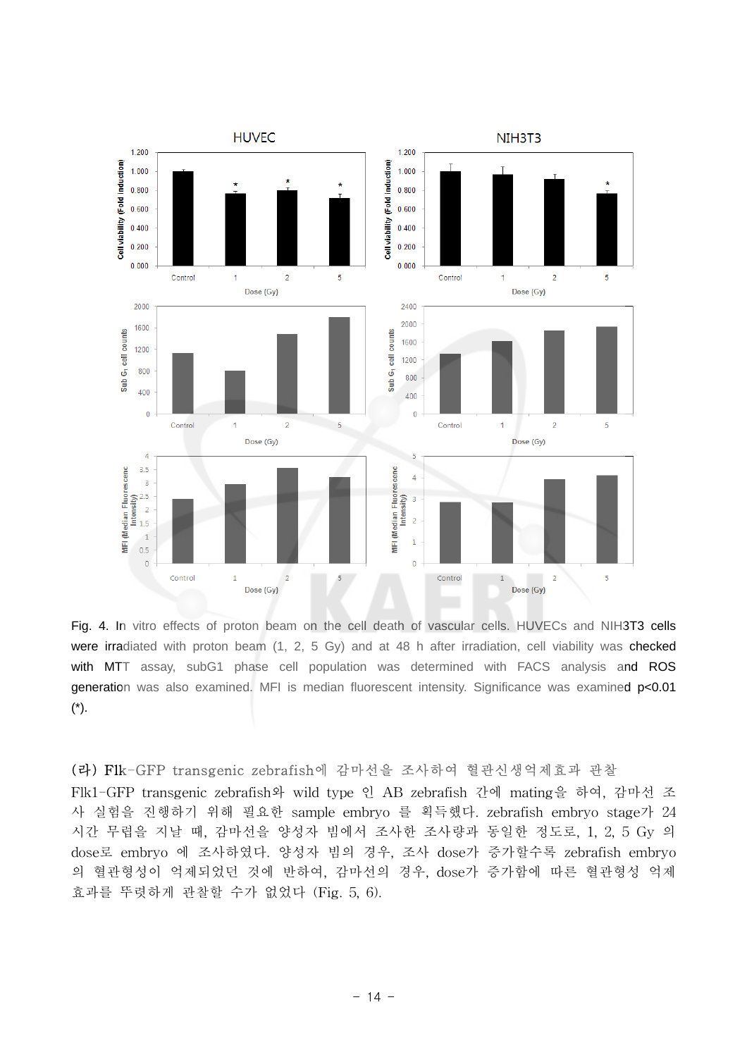Fig. 4. In vitro effects of proton beam on the cell death of vascular cells. HUVECs and NIH3T3 cells were irradiated with proton beam (1, 2, 5 Gy) and at 48 h after irradiation, cell viability was checked with MTT assay, subG1 phase cell population was determined with FACS analysis and ROS generation was also examined. MFI is median fluorescent intensity. Significance was examined $p<0.01$ (*).

### (라) Flk-GFP transgenic zebrafish에 감마선을 조사하여 혈관신생억제효과 관찰

Flk1-GFP transgenic zebrafish와 wild type 인 AB zebrafish 간에 mating을 하여, 감마선 조사 실험을 진행하기 위해 필요한 sample embryo 를 획득했다. zebrafish embryo stage가 24 시간 무렵을 지날 때, 감마선을 양성자 빔에서 조사한 조사량과 동일한 정도로, 1, 2, 5 Gy 의 dose로 embryo 에 조사하였다. 양성자 빔의 경우, 조사 dose가 증가할수록 zebrafish embryo 의 혈관형성이 억제되었던 것에 반하여, 감마선의 경우, dose가 증가함에 따른 혈관형성 억제 효과를 뚜렷하게 관찰할 수가 없었다 (Fig. 5, 6).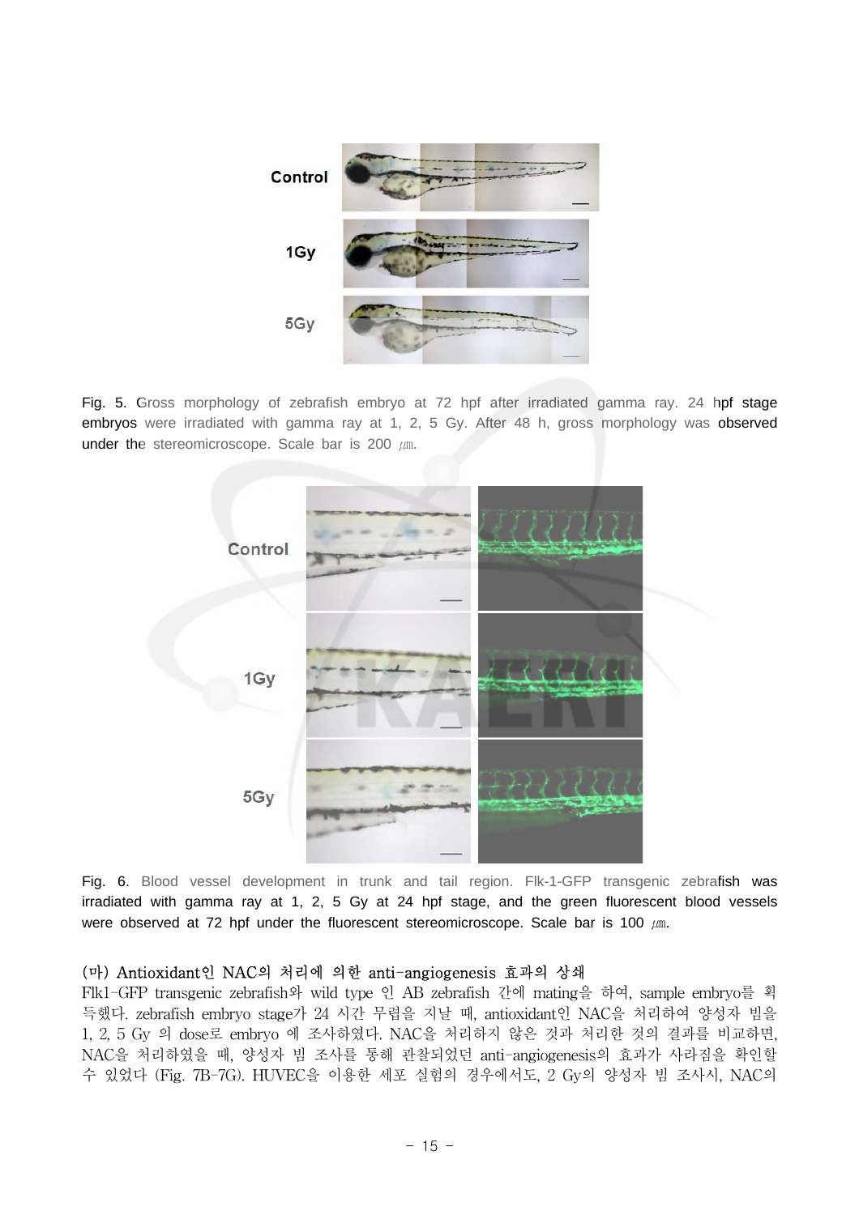Fig. 5. Gross morphology of zebrafish embryo at 72 hpf after irradiated gamma ray. 24 hpf stage embryos were irradiated with gamma ray at 1, 2, 5 Gy. After 48 h, gross morphology was observed under the stereomicroscope. Scale bar is 200 ㎛.

Fig. 6. Blood vessel development in trunk and tail region. Flk-1-GFP transgenic zebrafish was irradiated with gamma ray at 1, 2, 5 Gy at 24 hpf stage, and the green fluorescent blood vessels were observed at 72 hpf under the fluorescent stereomicroscope. Scale bar is 100 ㎛.

### (마) Antioxidant인 NAC의 처리에 의한 anti-angiogenesis 효과의 상쇄

Flk1-GFP transgenic zebrafish와 wild type 인 AB zebrafish 간에 mating을 하여, sample embryo를 획득했다. zebrafish embryo stage가 24 시간 무렵을 지날 때, antioxidant인 NAC을 처리하여 양성자 빔을 1, 2, 5 Gy 의 dose로 embryo 에 조사하였다. NAC을 처리하지 않은 것과 처리한 것의 결과를 비교하면, NAC을 처리하였을 때, 양성자 빔 조사를 통해 관찰되었던 anti-angiogenesis의 효과가 사라짐을 확인할 수 있었다 (Fig. 7B-7G). HUVEC을 이용한 세포 실험의 경우에서도, 2 Gy의 양성자 빔 조사시, NAC의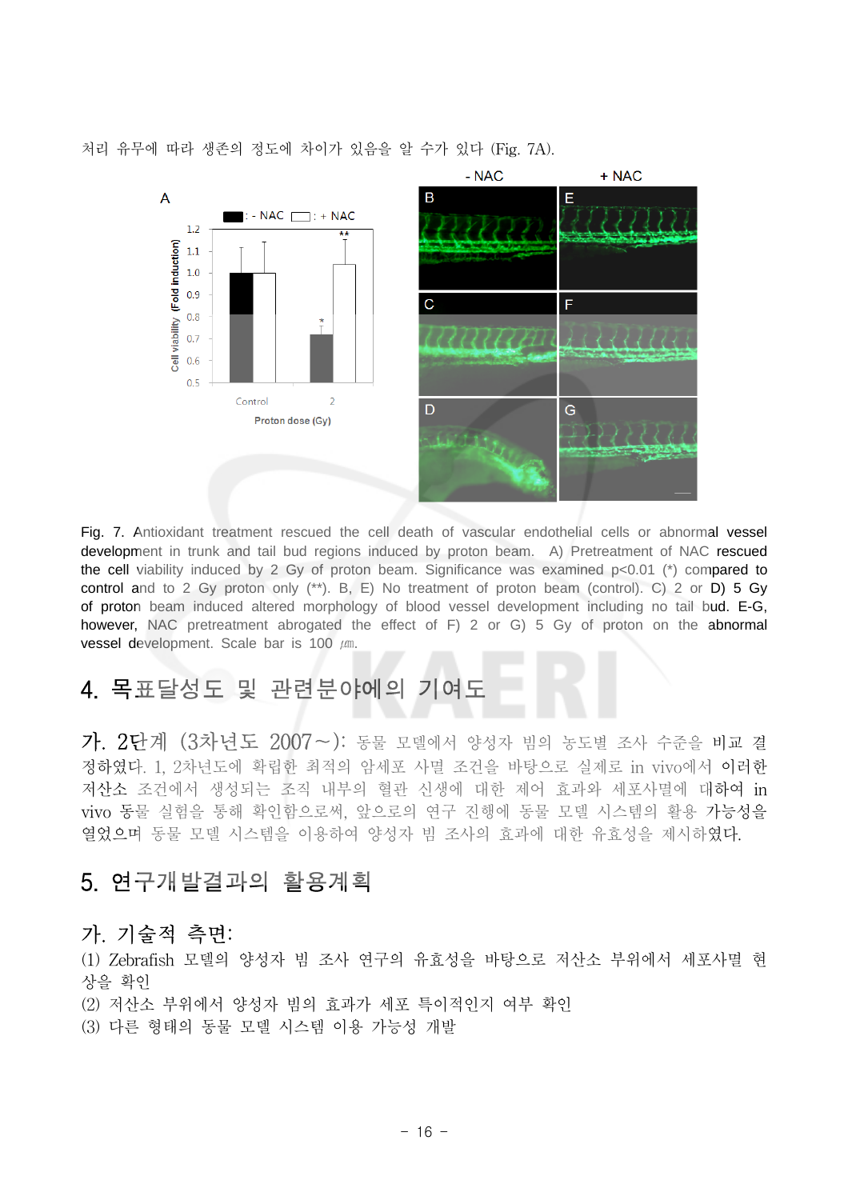처리 유무에 따라 생존의 정도에 차이가 있음을 알 수가 있다 (Fig. 7A).

Fig. 7. Antioxidant treatment rescued the cell death of vascular endothelial cells or abnormal vessel development in trunk and tail bud regions induced by proton beam. A) Pretreatment of NAC rescued the cell viability induced by 2 Gy of proton beam. Significance was examined p<0.01 (*) compared to control and to 2 Gy proton only (**). B, E) No treatment of proton beam (control). C) 2 or D) 5 Gy of proton beam induced altered morphology of blood vessel development including no tail bud. E-G, however, NAC pretreatment abrogated the effect of F) 2 or G) 5 Gy of proton on the abnormal vessel development. Scale bar is 100 ㎛.

## 4. 목표달성도 및 관련분야에의 기여도

**가. 2단계 (3차년도 2007~):** 동물 모델에서 양성자 빔의 농도별 조사 수준을 비교 결정하였다. 1, 2차년도에 확립한 최적의 암세포 사멸 조건을 바탕으로 실제로 in vivo에서 이러한 저산소 조건에서 생성되는 조직 내부의 혈관 신생에 대한 제어 효과와 세포사멸에 대하여 in vivo 동물 실험을 통해 확인함으로써, 앞으로의 연구 진행에 동물 모델 시스템의 활용 가능성을 열었으며 동물 모델 시스템을 이용하여 양성자 빔 조사의 효과에 대한 유효성을 제시하였다.

## 5. 연구개발결과의 활용계획

### 가. 기술적 측면:

(1) Zebrafish 모델의 양성자 빔 조사 연구의 유효성을 바탕으로 저산소 부위에서 세포사멸 현상을 확인

(2) 저산소 부위에서 양성자 빔의 효과가 세포 특이적인지 여부 확인

(3) 다른 형태의 동물 모델 시스템 이용 가능성 개발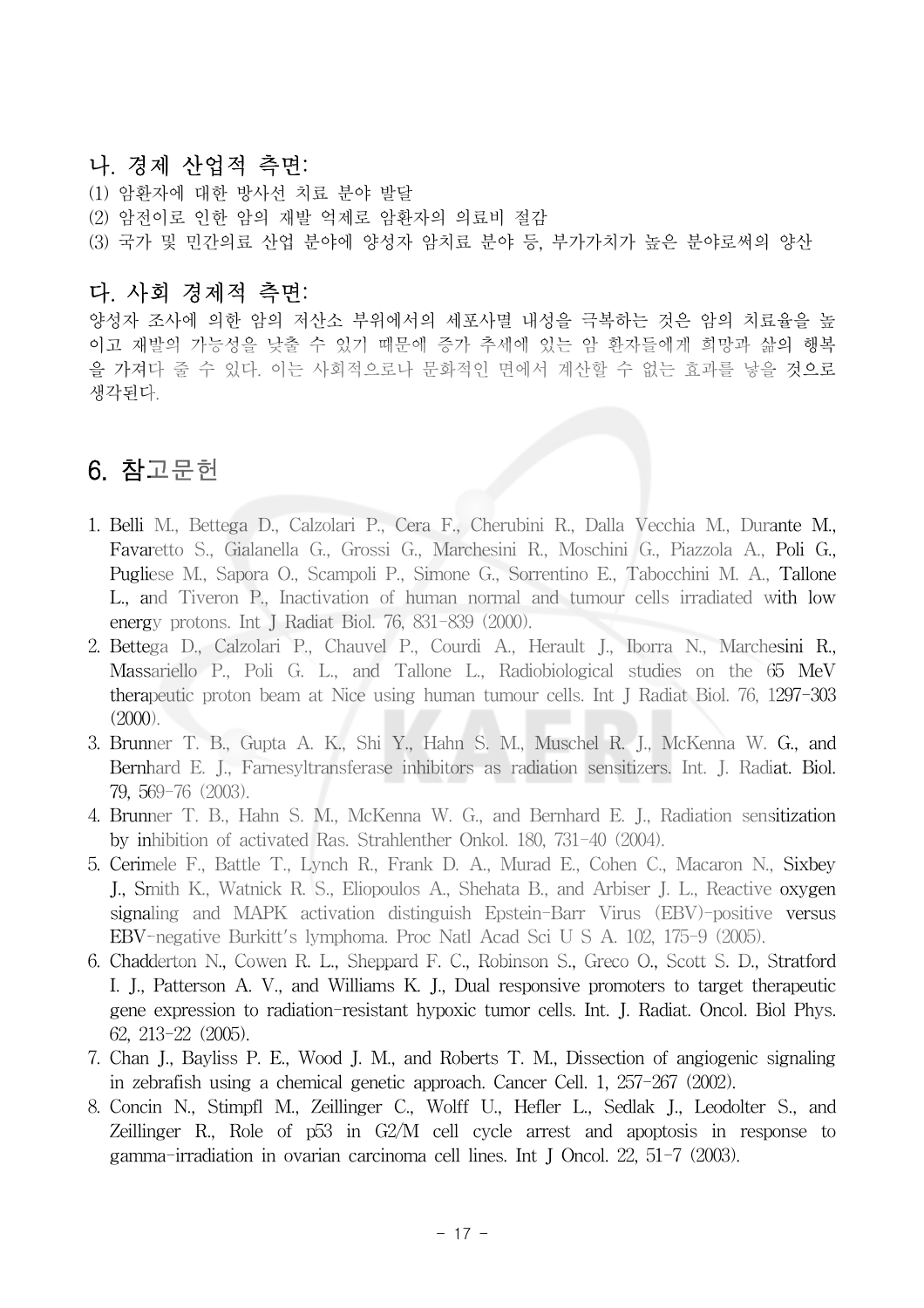## 나. 경제 산업적 측면:

(1) 암환자에 대한 방사선 치료 분야 발달
(2) 암전이로 인한 암의 재발 억제로 암환자의 의료비 절감
(3) 국가 및 민간의료 산업 분야에 양성자 암치료 분야 등, 부가가치가 높은 분야로써의 양산

## 다. 사회 경제적 측면:

양성자 조사에 의한 암의 저산소 부위에서의 세포사멸 내성을 극복하는 것은 암의 치료율을 높이고 재발의 가능성을 낮출 수 있기 때문에 증가 추세에 있는 암 환자들에게 희망과 삶의 행복을 가져다 줄 수 있다. 이는 사회적으로나 문화적인 면에서 계산할 수 없는 효과를 낳을 것으로 생각된다.

# 6. 참고문헌

1. Belli M., Bettega D., Calzolari P., Cera F., Cherubini R., Dalla Vecchia M., Durante M., Favaretto S., Gialanella G., Grossi G., Marchesini R., Moschini G., Piazzola A., Poli G., Pugliese M., Sapora O., Scampoli P., Simone G., Sorrentino E., Tabocchini M. A., Tallone L., and Tiveron P., Inactivation of human normal and tumour cells irradiated with low energy protons. Int J Radiat Biol. 76, 831-839 (2000).
2. Bettega D., Calzolari P., Chauvel P., Courdi A., Herault J., Iborra N., Marchesini R., Massariello P., Poli G. L., and Tallone L., Radiobiological studies on the 65 MeV therapeutic proton beam at Nice using human tumour cells. Int J Radiat Biol. 76, 1297-303 (2000).
3. Brunner T. B., Gupta A. K., Shi Y., Hahn S. M., Muschel R. J., McKenna W. G., and Bernhard E. J., Farnesyltransferase inhibitors as radiation sensitizers. Int. J. Radiat. Biol. 79, 569-76 (2003).
4. Brunner T. B., Hahn S. M., McKenna W. G., and Bernhard E. J., Radiation sensitization by inhibition of activated Ras. Strahlenther Onkol. 180, 731-40 (2004).
5. Cerimele F., Battle T., Lynch R., Frank D. A., Murad E., Cohen C., Macaron N., Sixbey J., Smith K., Watnick R. S., Eliopoulos A., Shehata B., and Arbiser J. L., Reactive oxygen signaling and MAPK activation distinguish Epstein-Barr Virus (EBV)-positive versus EBV-negative Burkitt's lymphoma. Proc Natl Acad Sci U S A. 102, 175-9 (2005).
6. Chadderton N., Cowen R. L., Sheppard F. C., Robinson S., Greco O., Scott S. D., Stratford I. J., Patterson A. V., and Williams K. J., Dual responsive promoters to target therapeutic gene expression to radiation-resistant hypoxic tumor cells. Int. J. Radiat. Oncol. Biol Phys. 62, 213-22 (2005).
7. Chan J., Bayliss P. E., Wood J. M., and Roberts T. M., Dissection of angiogenic signaling in zebrafish using a chemical genetic approach. Cancer Cell. 1, 257-267 (2002).
8. Concin N., Stimpfl M., Zeillinger C., Wolff U., Hefler L., Sedlak J., Leodolter S., and Zeillinger R., Role of p53 in G2/M cell cycle arrest and apoptosis in response to gamma-irradiation in ovarian carcinoma cell lines. Int J Oncol. 22, 51-7 (2003).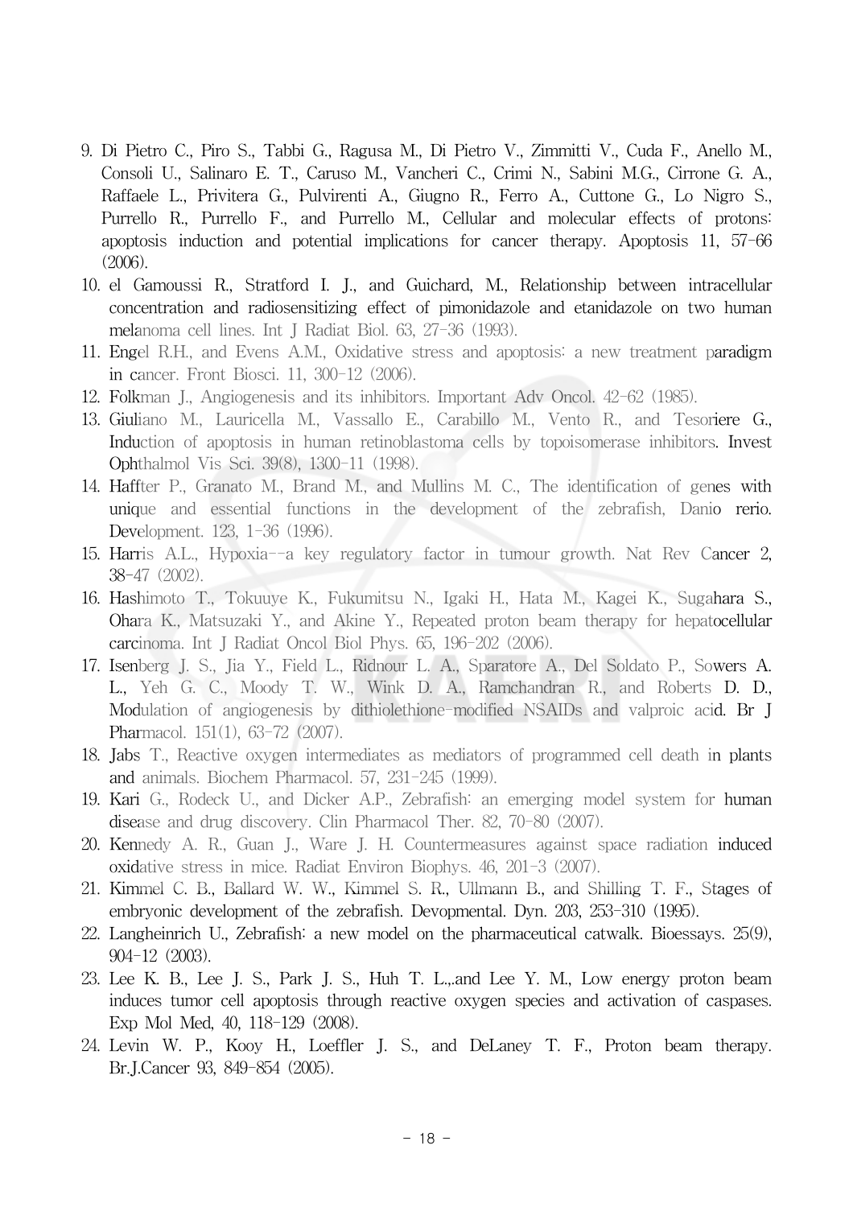9. Di Pietro C., Piro S., Tabbi G., Ragusa M., Di Pietro V., Zimmitti V., Cuda F., Anello M., Consoli U., Salinaro E. T., Caruso M., Vancheri C., Crimi N., Sabini M.G., Cirrone G. A., Raffaele L., Privitera G., Pulvirenti A., Giugno R., Ferro A., Cuttone G., Lo Nigro S., Purrello R., Purrello F., and Purrello M., Cellular and molecular effects of protons: apoptosis induction and potential implications for cancer therapy. Apoptosis 11, 57-66 (2006).
10. el Gamoussi R., Stratford I. J., and Guichard, M., Relationship between intracellular concentration and radiosensitizing effect of pimonidazole and etanidazole on two human melanoma cell lines. Int J Radiat Biol. 63, 27-36 (1993).
11. Engel R.H., and Evens A.M., Oxidative stress and apoptosis: a new treatment paradigm in cancer. Front Biosci. 11, 300-12 (2006).
12. Folkman J., Angiogenesis and its inhibitors. Important Adv Oncol. 42-62 (1985).
13. Giuliano M., Lauricella M., Vassallo E., Carabillo M., Vento R., and Tesoriere G., Induction of apoptosis in human retinoblastoma cells by topoisomerase inhibitors. Invest Ophthalmol Vis Sci. 39(8), 1300-11 (1998).
14. Haffter P., Granato M., Brand M., and Mullins M. C., The identification of genes with unique and essential functions in the development of the zebrafish, Danio rerio. Development. 123, 1-36 (1996).
15. Harris A.L., Hypoxia--a key regulatory factor in tumour growth. Nat Rev Cancer 2, 38-47 (2002).
16. Hashimoto T., Tokuuye K., Fukumitsu N., Igaki H., Hata M., Kagei K., Sugahara S., Ohara K., Matsuzaki Y., and Akine Y., Repeated proton beam therapy for hepatocellular carcinoma. Int J Radiat Oncol Biol Phys. 65, 196-202 (2006).
17. Isenberg J. S., Jia Y., Field L., Ridnour L. A., Sparatore A., Del Soldato P., Sowers A. L., Yeh G. C., Moody T. W., Wink D. A., Ramchandran R., and Roberts D. D., Modulation of angiogenesis by dithiolethione-modified NSAIDs and valproic acid. Br J Pharmacol. 151(1), 63-72 (2007).
18. Jabs T., Reactive oxygen intermediates as mediators of programmed cell death in plants and animals. Biochem Pharmacol. 57, 231-245 (1999).
19. Kari G., Rodeck U., and Dicker A.P., Zebrafish: an emerging model system for human disease and drug discovery. Clin Pharmacol Ther. 82, 70-80 (2007).
20. Kennedy A. R., Guan J., Ware J. H. Countermeasures against space radiation induced oxidative stress in mice. Radiat Environ Biophys. 46, 201-3 (2007).
21. Kimmel C. B., Ballard W. W., Kimmel S. R., Ullmann B., and Shilling T. F., Stages of embryonic development of the zebrafish. Devopmental. Dyn. 203, 253-310 (1995).
22. Langheinrich U., Zebrafish: a new model on the pharmaceutical catwalk. Bioessays. 25(9), 904-12 (2003).
23. Lee K. B., Lee J. S., Park J. S., Huh T. L.,.and Lee Y. M., Low energy proton beam induces tumor cell apoptosis through reactive oxygen species and activation of caspases. Exp Mol Med, 40, 118-129 (2008).
24. Levin W. P., Kooy H., Loeffler J. S., and DeLaney T. F., Proton beam therapy. Br.J.Cancer 93, 849-854 (2005).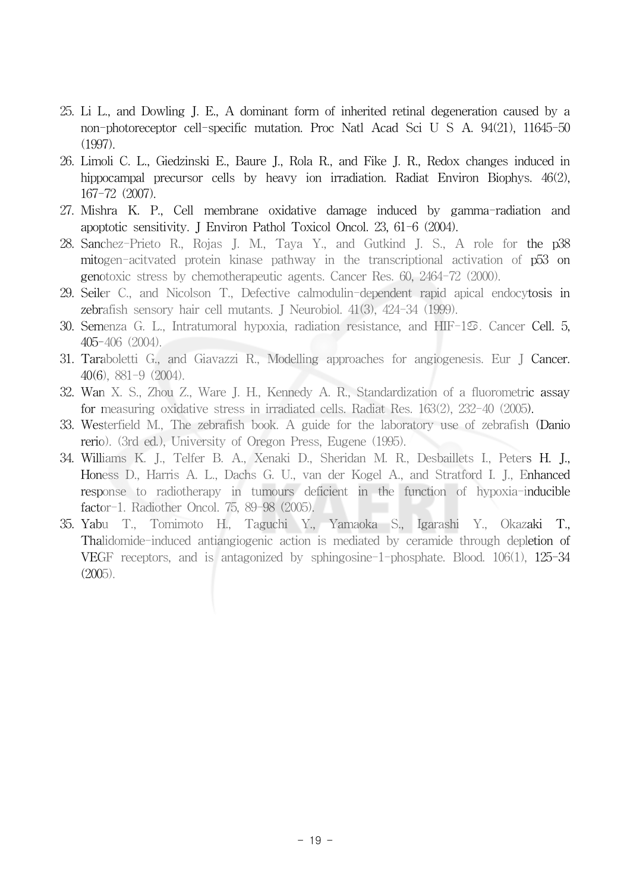25. Li L., and Dowling J. E., A dominant form of inherited retinal degeneration caused by a non-photoreceptor cell-specific mutation. Proc Natl Acad Sci U S A. 94(21), 11645-50 (1997).
26. Limoli C. L., Giedzinski E., Baure J., Rola R., and Fike J. R., Redox changes induced in hippocampal precursor cells by heavy ion irradiation. Radiat Environ Biophys. 46(2), 167-72 (2007).
27. Mishra K. P., Cell membrane oxidative damage induced by gamma-radiation and apoptotic sensitivity. J Environ Pathol Toxicol Oncol. 23, 61-6 (2004).
28. Sanchez-Prieto R., Rojas J. M., Taya Y., and Gutkind J. S., A role for the p38 mitogen-acitvated protein kinase pathway in the transcriptional activation of p53 on genotoxic stress by chemotherapeutic agents. Cancer Res. 60, 2464-72 (2000).
29. Seiler C., and Nicolson T., Defective calmodulin-dependent rapid apical endocytosis in zebrafish sensory hair cell mutants. J Neurobiol. 41(3), 424-34 (1999).
30. Semenza G. L., Intratumoral hypoxia, radiation resistance, and HIF-1α. Cancer Cell. 5, 405-406 (2004).
31. Taraboletti G., and Giavazzi R., Modelling approaches for angiogenesis. Eur J Cancer. 40(6), 881-9 (2004).
32. Wan X. S., Zhou Z., Ware J. H., Kennedy A. R., Standardization of a fluorometric assay for measuring oxidative stress in irradiated cells. Radiat Res. 163(2), 232-40 (2005).
33. Westerfield M., The zebrafish book. A guide for the laboratory use of zebrafish (Danio rerio). (3rd ed.), University of Oregon Press, Eugene (1995).
34. Williams K. J., Telfer B. A., Xenaki D., Sheridan M. R., Desbaillets I., Peters H. J., Honess D., Harris A. L., Dachs G. U., van der Kogel A., and Stratford I. J., Enhanced response to radiotherapy in tumours deficient in the function of hypoxia-inducible factor-1. Radiother Oncol. 75, 89-98 (2005).
35. Yabu T., Tomimoto H., Taguchi Y., Yamaoka S., Igarashi Y., Okazaki T., Thalidomide-induced antiangiogenic action is mediated by ceramide through depletion of VEGF receptors, and is antagonized by sphingosine-1-phosphate. Blood. 106(1), 125-34 (2005).